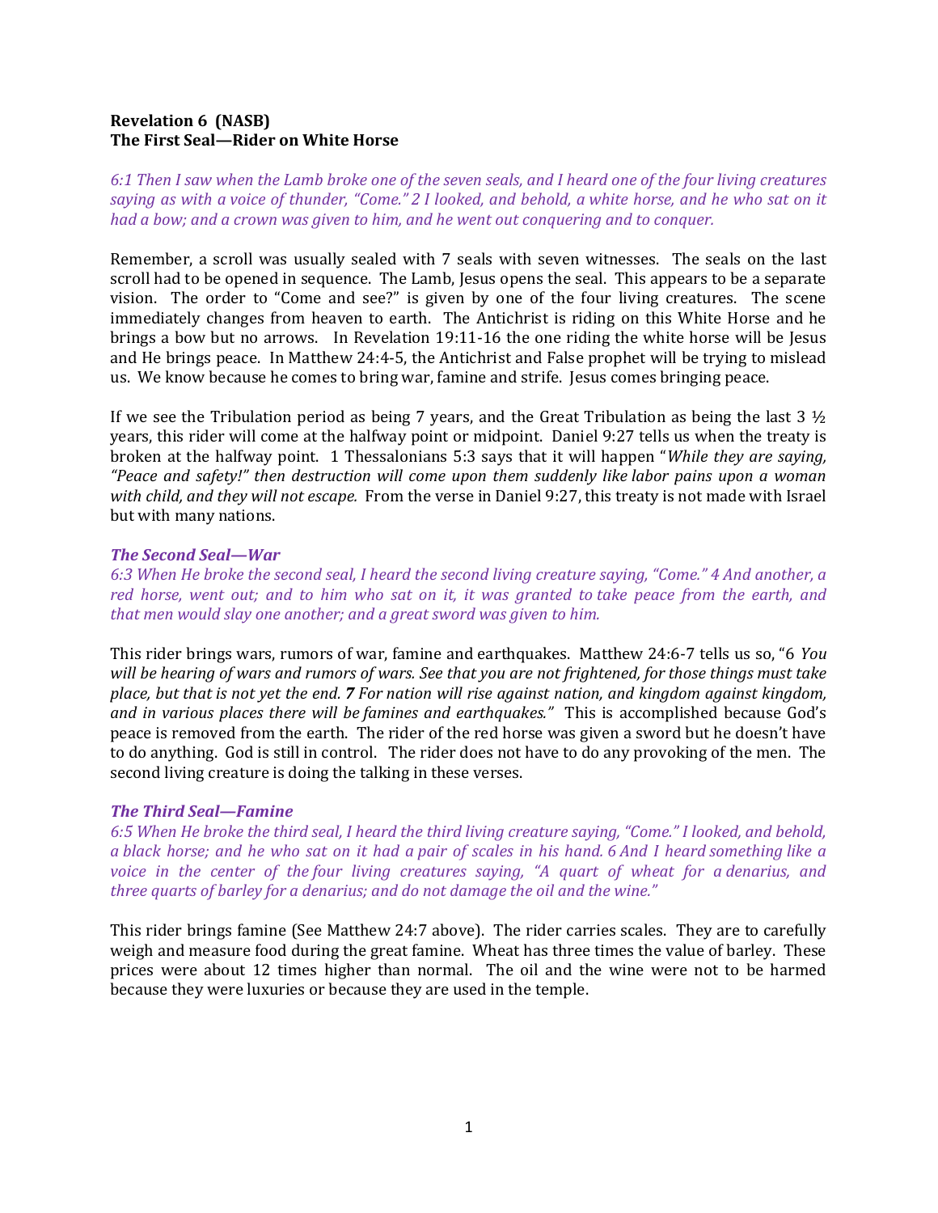**Revelation 6 (NASB)**
**The First Seal—Rider on White Horse**

*6:1 Then I saw when the Lamb broke one of the seven seals, and I heard one of the four living creatures saying as with a voice of thunder, "Come." 2 I looked, and behold, a white horse, and he who sat on it had a bow; and a crown was given to him, and he went out conquering and to conquer.*

Remember, a scroll was usually sealed with 7 seals with seven witnesses. The seals on the last scroll had to be opened in sequence. The Lamb, Jesus opens the seal. This appears to be a separate vision. The order to "Come and see?" is given by one of the four living creatures. The scene immediately changes from heaven to earth. The Antichrist is riding on this White Horse and he brings a bow but no arrows. In Revelation 19:11-16 the one riding the white horse will be Jesus and He brings peace. In Matthew 24:4-5, the Antichrist and False prophet will be trying to mislead us. We know because he comes to bring war, famine and strife. Jesus comes bringing peace.

If we see the Tribulation period as being 7 years, and the Great Tribulation as being the last 3 ½ years, this rider will come at the halfway point or midpoint. Daniel 9:27 tells us when the treaty is broken at the halfway point. 1 Thessalonians 5:3 says that it will happen "*While they are saying, "Peace and safety!" then destruction will come upon them suddenly like labor pains upon a woman with child, and they will not escape.* From the verse in Daniel 9:27, this treaty is not made with Israel but with many nations.

***The Second Seal—War***

*6:3 When He broke the second seal, I heard the second living creature saying, "Come." 4 And another, a red horse, went out; and to him who sat on it, it was granted to take peace from the earth, and that men would slay one another; and a great sword was given to him.*

This rider brings wars, rumors of war, famine and earthquakes. Matthew 24:6-7 tells us so, "6 *You will be hearing of wars and rumors of wars. See that you are not frightened, for those things must take place, but that is not yet the end.* ***7*** *For nation will rise against nation, and kingdom against kingdom, and in various places there will be famines and earthquakes."* This is accomplished because God's peace is removed from the earth. The rider of the red horse was given a sword but he doesn't have to do anything. God is still in control. The rider does not have to do any provoking of the men. The second living creature is doing the talking in these verses.

***The Third Seal—Famine***

*6:5 When He broke the third seal, I heard the third living creature saying, "Come." I looked, and behold, a black horse; and he who sat on it had a pair of scales in his hand. 6 And I heard something like a voice in the center of the four living creatures saying, "A quart of wheat for a denarius, and three quarts of barley for a denarius; and do not damage the oil and the wine."*

This rider brings famine (See Matthew 24:7 above). The rider carries scales. They are to carefully weigh and measure food during the great famine. Wheat has three times the value of barley. These prices were about 12 times higher than normal. The oil and the wine were not to be harmed because they were luxuries or because they are used in the temple.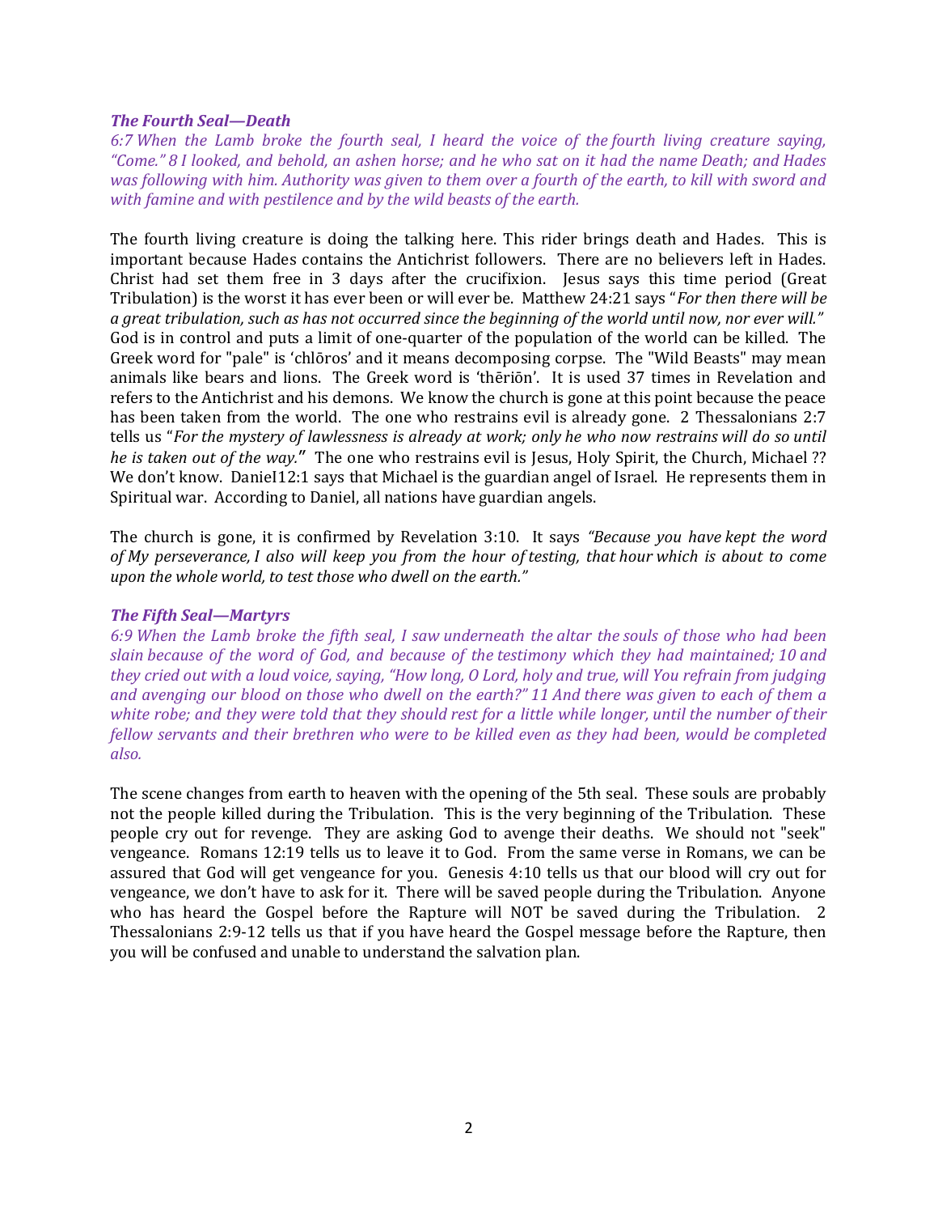### *The Fourth Seal—Death*

*6:7 When the Lamb broke the fourth seal, I heard the voice of the fourth living creature saying, "Come." 8 I looked, and behold, an ashen horse; and he who sat on it had the name Death; and Hades was following with him. Authority was given to them over a fourth of the earth, to kill with sword and with famine and with pestilence and by the wild beasts of the earth.*

The fourth living creature is doing the talking here. This rider brings death and Hades. This is important because Hades contains the Antichrist followers. There are no believers left in Hades. Christ had set them free in 3 days after the crucifixion. Jesus says this time period (Great Tribulation) is the worst it has ever been or will ever be. Matthew 24:21 says "*For then there will be a great tribulation, such as has not occurred since the beginning of the world until now, nor ever will.*" God is in control and puts a limit of one-quarter of the population of the world can be killed. The Greek word for "pale" is 'chlōros' and it means decomposing corpse. The "Wild Beasts" may mean animals like bears and lions. The Greek word is 'thēriōn'. It is used 37 times in Revelation and refers to the Antichrist and his demons. We know the church is gone at this point because the peace has been taken from the world. The one who restrains evil is already gone. 2 Thessalonians 2:7 tells us "*For the mystery of lawlessness is already at work; only he who now restrains will do so until he is taken out of the way.*" The one who restrains evil is Jesus, Holy Spirit, the Church, Michael ?? We don't know. DanieI12:1 says that Michael is the guardian angel of Israel. He represents them in Spiritual war. According to Daniel, all nations have guardian angels.

The church is gone, it is confirmed by Revelation 3:10. It says *"Because you have kept the word of My perseverance, I also will keep you from the hour of testing, that hour which is about to come upon the whole world, to test those who dwell on the earth."*

### *The Fifth Seal—Martyrs*

*6:9 When the Lamb broke the fifth seal, I saw underneath the altar the souls of those who had been slain because of the word of God, and because of the testimony which they had maintained; 10 and they cried out with a loud voice, saying, "How long, O Lord, holy and true, will You refrain from judging and avenging our blood on those who dwell on the earth?" 11 And there was given to each of them a white robe; and they were told that they should rest for a little while longer, until the number of their fellow servants and their brethren who were to be killed even as they had been, would be completed also.*

The scene changes from earth to heaven with the opening of the 5th seal. These souls are probably not the people killed during the Tribulation. This is the very beginning of the Tribulation. These people cry out for revenge. They are asking God to avenge their deaths. We should not "seek" vengeance. Romans 12:19 tells us to leave it to God. From the same verse in Romans, we can be assured that God will get vengeance for you. Genesis 4:10 tells us that our blood will cry out for vengeance, we don't have to ask for it. There will be saved people during the Tribulation. Anyone who has heard the Gospel before the Rapture will NOT be saved during the Tribulation. 2 Thessalonians 2:9-12 tells us that if you have heard the Gospel message before the Rapture, then you will be confused and unable to understand the salvation plan.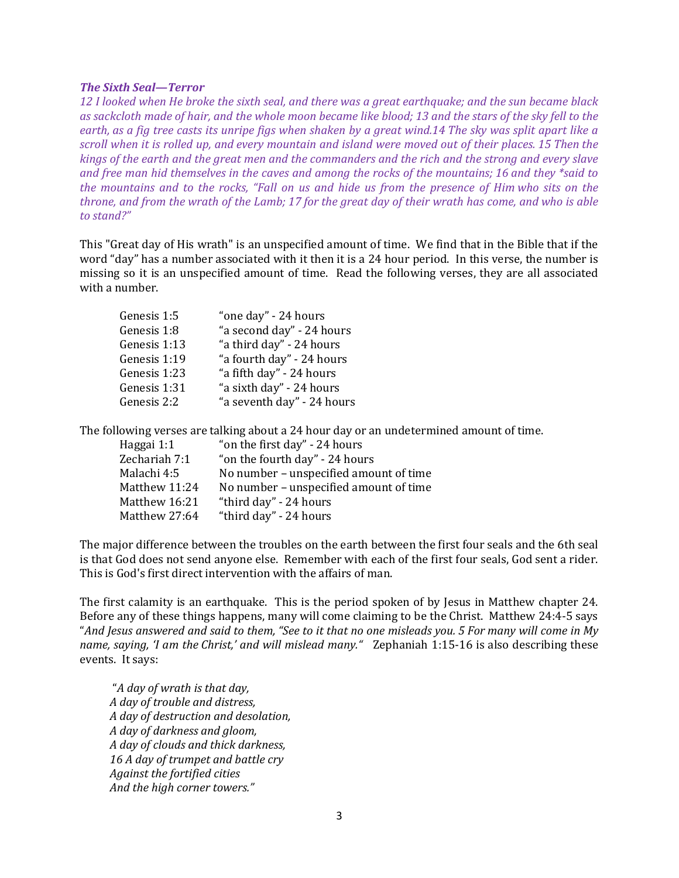***The Sixth Seal—Terror***

*12 I looked when He broke the sixth seal, and there was a great earthquake; and the sun became black as sackcloth made of hair, and the whole moon became like blood; 13 and the stars of the sky fell to the earth, as a fig tree casts its unripe figs when shaken by a great wind.14 The sky was split apart like a scroll when it is rolled up, and every mountain and island were moved out of their places. 15 Then the kings of the earth and the great men and the commanders and the rich and the strong and every slave and free man hid themselves in the caves and among the rocks of the mountains; 16 and they *said to the mountains and to the rocks, "Fall on us and hide us from the presence of Him who sits on the throne, and from the wrath of the Lamb; 17 for the great day of their wrath has come, and who is able to stand?"*

This "Great day of His wrath" is an unspecified amount of time. We find that in the Bible that if the word "day" has a number associated with it then it is a 24 hour period. In this verse, the number is missing so it is an unspecified amount of time. Read the following verses, they are all associated with a number.

| | |
|---|---|
| Genesis 1:5 | "one day" - 24 hours |
| Genesis 1:8 | "a second day" - 24 hours |
| Genesis 1:13 | "a third day" - 24 hours |
| Genesis 1:19 | "a fourth day" - 24 hours |
| Genesis 1:23 | "a fifth day" - 24 hours |
| Genesis 1:31 | "a sixth day" - 24 hours |
| Genesis 2:2 | "a seventh day" - 24 hours |

The following verses are talking about a 24 hour day or an undetermined amount of time.

| | |
|---|---|
| Haggai 1:1 | "on the first day" - 24 hours |
| Zechariah 7:1 | "on the fourth day" - 24 hours |
| Malachi 4:5 | No number – unspecified amount of time |
| Matthew 11:24 | No number – unspecified amount of time |
| Matthew 16:21 | "third day" - 24 hours |
| Matthew 27:64 | "third day" - 24 hours |

The major difference between the troubles on the earth between the first four seals and the 6th seal is that God does not send anyone else. Remember with each of the first four seals, God sent a rider. This is God's first direct intervention with the affairs of man.

The first calamity is an earthquake. This is the period spoken of by Jesus in Matthew chapter 24. Before any of these things happens, many will come claiming to be the Christ. Matthew 24:4-5 says "*And Jesus answered and said to them, "See to it that no one misleads you. 5 For many will come in My name, saying, 'I am the Christ,' and will mislead many."* Zephaniah 1:15-16 is also describing these events. It says:

> *"A day of wrath is that day,*
> *A day of trouble and distress,*
> *A day of destruction and desolation,*
> *A day of darkness and gloom,*
> *A day of clouds and thick darkness,*
> *16 A day of trumpet and battle cry*
> *Against the fortified cities*
> *And the high corner towers."*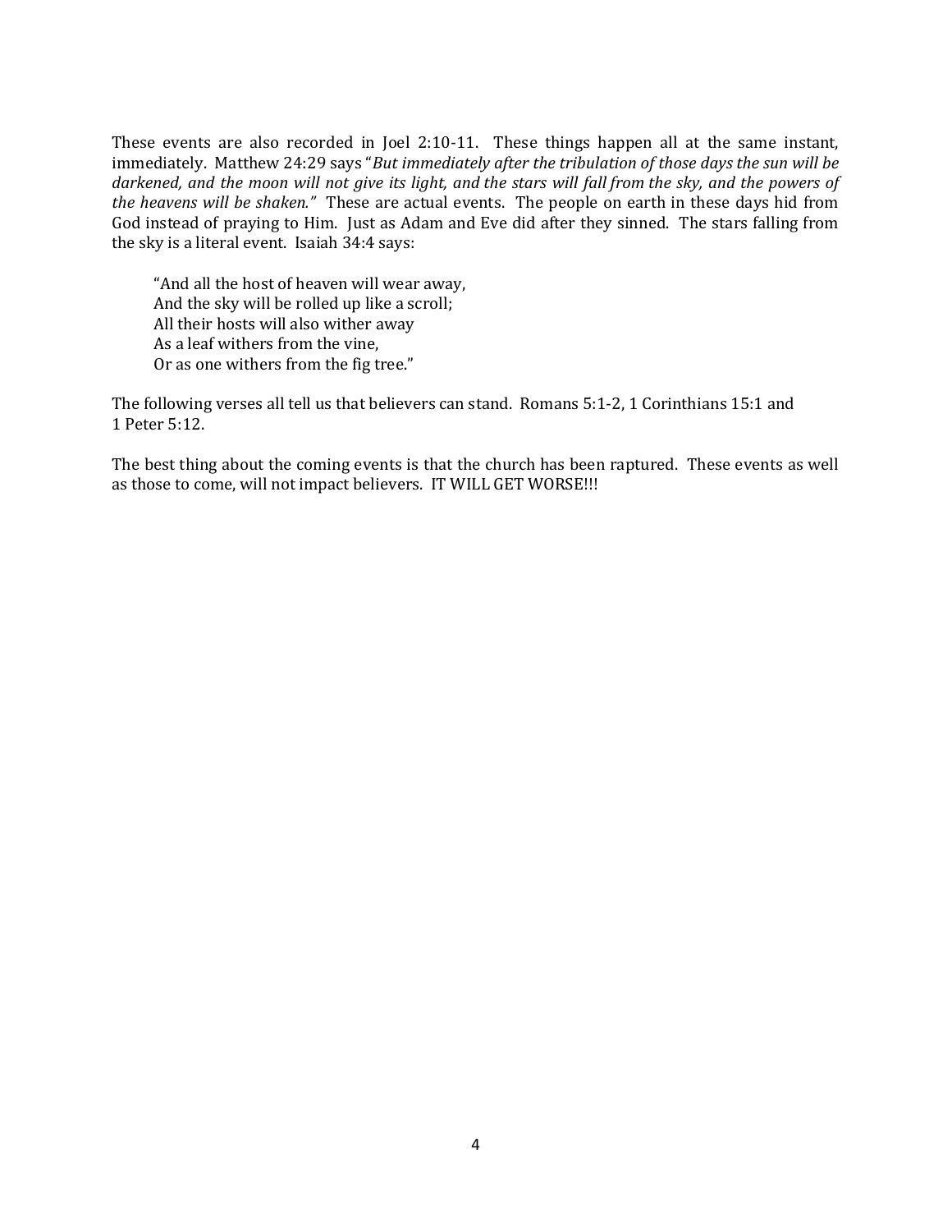These events are also recorded in Joel 2:10-11. These things happen all at the same instant, immediately. Matthew 24:29 says "*But immediately after the tribulation of those days the sun will be darkened, and the moon will not give its light, and the stars will fall from the sky, and the powers of the heavens will be shaken."* These are actual events. The people on earth in these days hid from God instead of praying to Him. Just as Adam and Eve did after they sinned. The stars falling from the sky is a literal event. Isaiah 34:4 says:

> "And all the host of heaven will wear away,
> And the sky will be rolled up like a scroll;
> All their hosts will also wither away
> As a leaf withers from the vine,
> Or as one withers from the fig tree."

The following verses all tell us that believers can stand. Romans 5:1-2, 1 Corinthians 15:1 and 1 Peter 5:12.

The best thing about the coming events is that the church has been raptured. These events as well as those to come, will not impact believers. IT WILL GET WORSE!!!